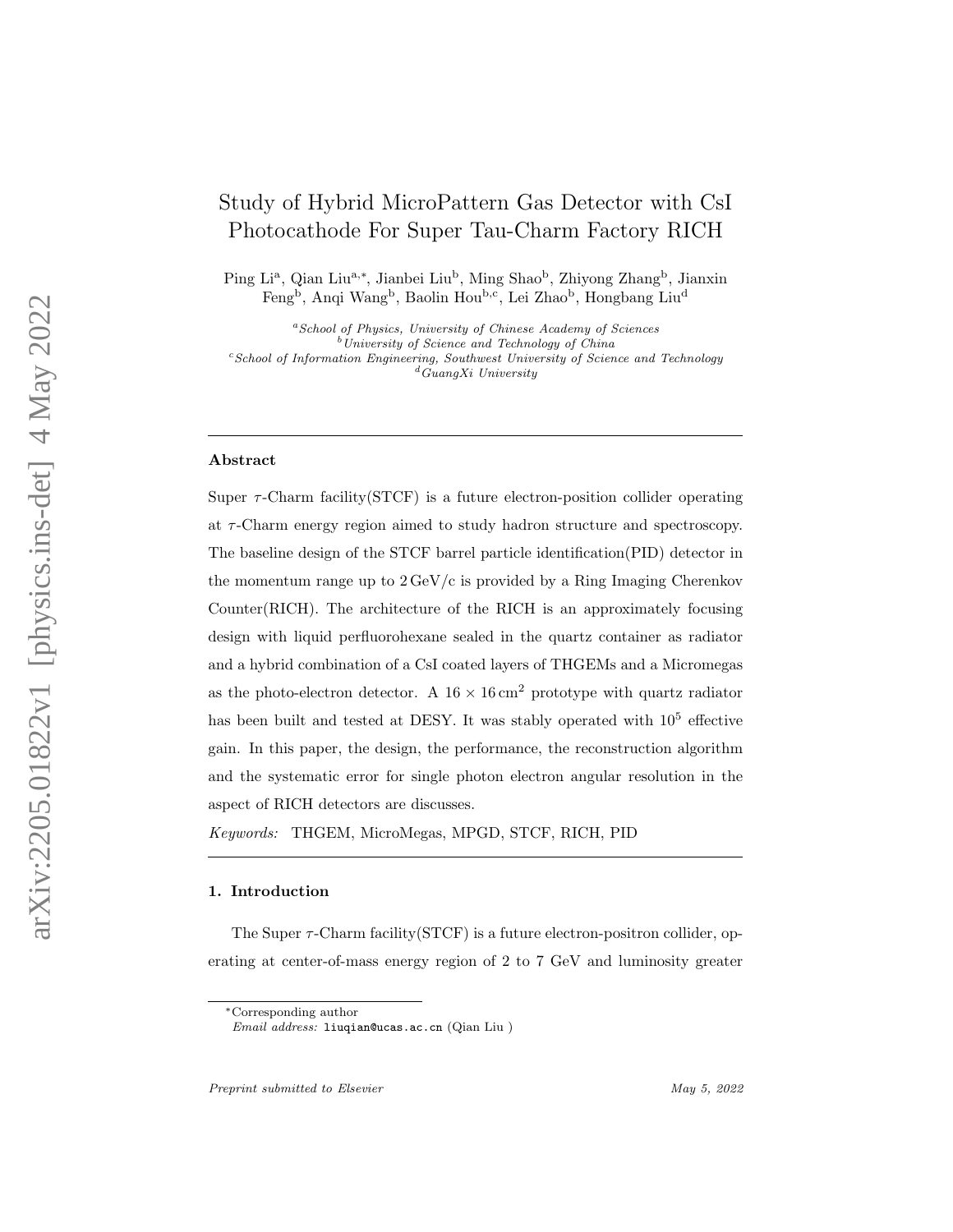# Study of Hybrid MicroPattern Gas Detector with CsI Photocathode For Super Tau-Charm Factory RICH

Ping Li[a], Qian Liu[a,*], Jianbei Liu[b], Ming Shao[b], Zhiyong Zhang[b], Jianxin Feng[b], Anqi Wang[b], Baolin Hou[b,c], Lei Zhao[b], Hongbang Liu[d]

[a] *School of Physics, University of Chinese Academy of Sciences*
[b] *University of Science and Technology of China*
[c] *School of Information Engineering, Southwest University of Science and Technology*
[d] *GuangXi University*

---

### Abstract

Super $\tau$-Charm facility(STCF) is a future electron-position collider operating at $\tau$-Charm energy region aimed to study hadron structure and spectroscopy. The baseline design of the STCF barrel particle identification(PID) detector in the momentum range up to 2 GeV/c is provided by a Ring Imaging Cherenkov Counter(RICH). The architecture of the RICH is an approximately focusing design with liquid perfluorohexane sealed in the quartz container as radiator and a hybrid combination of a CsI coated layers of THGEMs and a Micromegas as the photo-electron detector. A $16 \times 16\,\mathrm{cm}^2$ prototype with quartz radiator has been built and tested at DESY. It was stably operated with $10^5$ effective gain. In this paper, the design, the performance, the reconstruction algorithm and the systematic error for single photon electron angular resolution in the aspect of RICH detectors are discusses.

*Keywords:* THGEM, MicroMegas, MPGD, STCF, RICH, PID

---

## 1. Introduction

The Super $\tau$-Charm facility(STCF) is a future electron-positron collider, operating at center-of-mass energy region of 2 to 7 GeV and luminosity greater

---

*Corresponding author
*Email address:* liuqian@ucas.ac.cn (Qian Liu )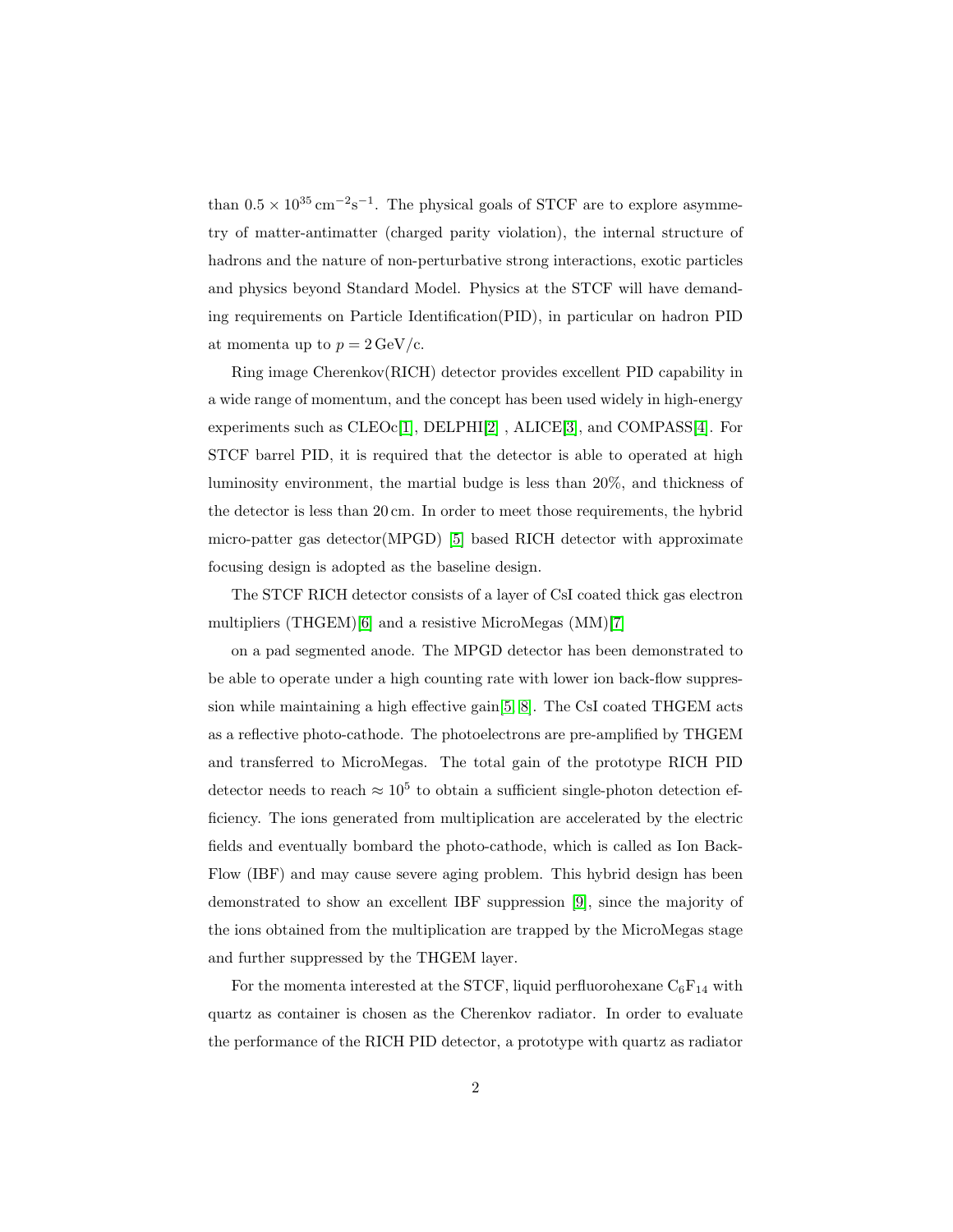than $0.5 \times 10^{35}\,\mathrm{cm}^{-2}\mathrm{s}^{-1}$. The physical goals of STCF are to explore asymmetry of matter-antimatter (charged parity violation), the internal structure of hadrons and the nature of non-perturbative strong interactions, exotic particles and physics beyond Standard Model. Physics at the STCF will have demanding requirements on Particle Identification(PID), in particular on hadron PID at momenta up to $p = 2\,\mathrm{GeV/c}$.

Ring image Cherenkov(RICH) detector provides excellent PID capability in a wide range of momentum, and the concept has been used widely in high-energy experiments such as CLEOc[1], DELPHI[2] , ALICE[3], and COMPASS[4]. For STCF barrel PID, it is required that the detector is able to operated at high luminosity environment, the martial budge is less than 20%, and thickness of the detector is less than 20 cm. In order to meet those requirements, the hybrid micro-patter gas detector(MPGD) [5] based RICH detector with approximate focusing design is adopted as the baseline design.

The STCF RICH detector consists of a layer of CsI coated thick gas electron multipliers (THGEM)[6] and a resistive MicroMegas (MM)[7]

on a pad segmented anode. The MPGD detector has been demonstrated to be able to operate under a high counting rate with lower ion back-flow suppression while maintaining a high effective gain[5, 8]. The CsI coated THGEM acts as a reflective photo-cathode. The photoelectrons are pre-amplified by THGEM and transferred to MicroMegas. The total gain of the prototype RICH PID detector needs to reach $\approx 10^5$ to obtain a sufficient single-photon detection efficiency. The ions generated from multiplication are accelerated by the electric fields and eventually bombard the photo-cathode, which is called as Ion Back-Flow (IBF) and may cause severe aging problem. This hybrid design has been demonstrated to show an excellent IBF suppression [9], since the majority of the ions obtained from the multiplication are trapped by the MicroMegas stage and further suppressed by the THGEM layer.

For the momenta interested at the STCF, liquid perfluorohexane $\mathrm{C_6F_{14}}$ with quartz as container is chosen as the Cherenkov radiator. In order to evaluate the performance of the RICH PID detector, a prototype with quartz as radiator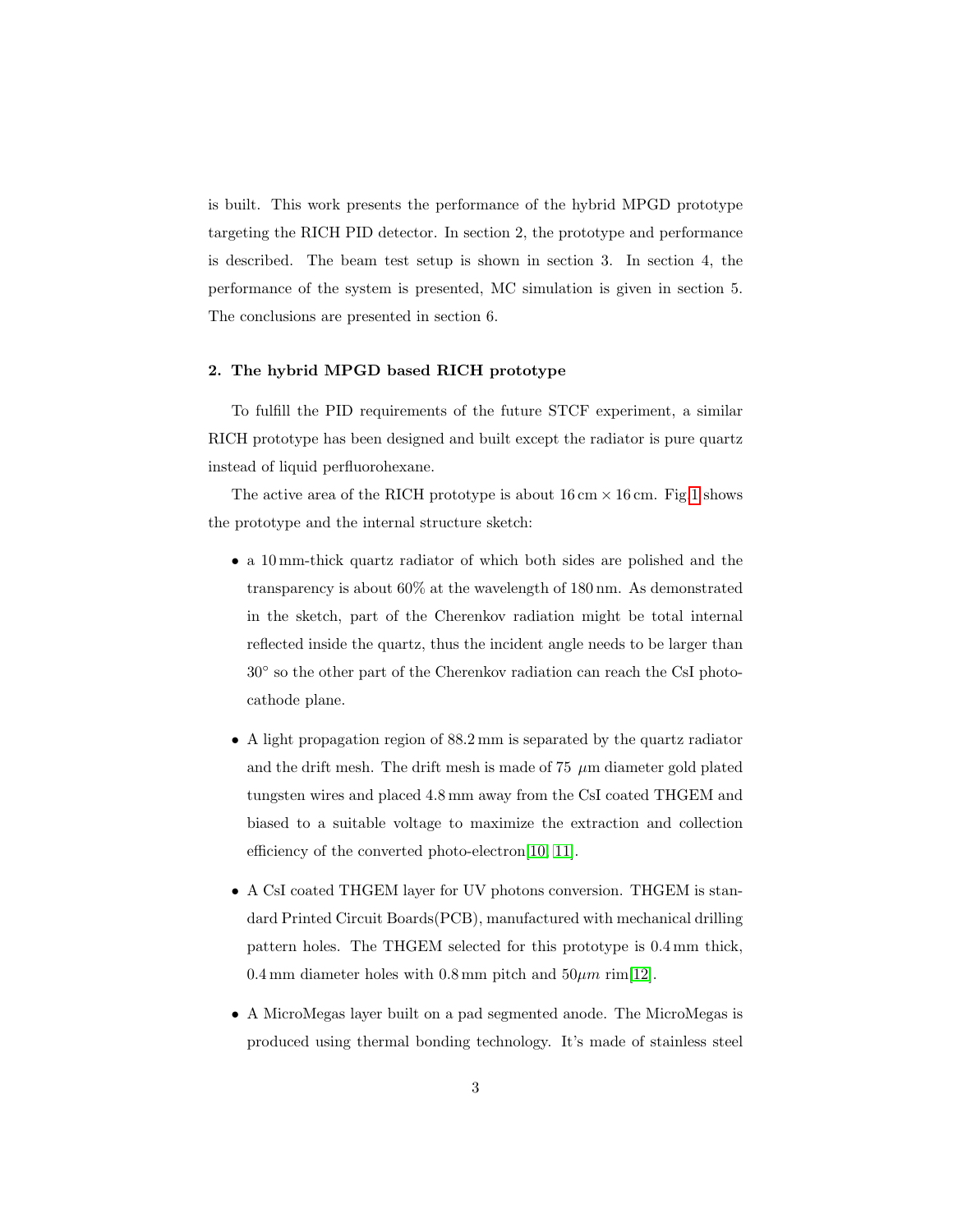is built. This work presents the performance of the hybrid MPGD prototype targeting the RICH PID detector. In section 2, the prototype and performance is described. The beam test setup is shown in section 3. In section 4, the performance of the system is presented, MC simulation is given in section 5. The conclusions are presented in section 6.

## 2. The hybrid MPGD based RICH prototype

To fulfill the PID requirements of the future STCF experiment, a similar RICH prototype has been designed and built except the radiator is pure quartz instead of liquid perfluorohexane.

The active area of the RICH prototype is about 16 cm × 16 cm. Fig 1 shows the prototype and the internal structure sketch:

- a 10 mm-thick quartz radiator of which both sides are polished and the transparency is about 60% at the wavelength of 180 nm. As demonstrated in the sketch, part of the Cherenkov radiation might be total internal reflected inside the quartz, thus the incident angle needs to be larger than 30° so the other part of the Cherenkov radiation can reach the CsI photocathode plane.

- A light propagation region of 88.2 mm is separated by the quartz radiator and the drift mesh. The drift mesh is made of 75 $\mu$m diameter gold plated tungsten wires and placed 4.8 mm away from the CsI coated THGEM and biased to a suitable voltage to maximize the extraction and collection efficiency of the converted photo-electron[10, 11].

- A CsI coated THGEM layer for UV photons conversion. THGEM is standard Printed Circuit Boards(PCB), manufactured with mechanical drilling pattern holes. The THGEM selected for this prototype is 0.4 mm thick, 0.4 mm diameter holes with 0.8 mm pitch and $50\mu m$ rim[12].

- A MicroMegas layer built on a pad segmented anode. The MicroMegas is produced using thermal bonding technology. It's made of stainless steel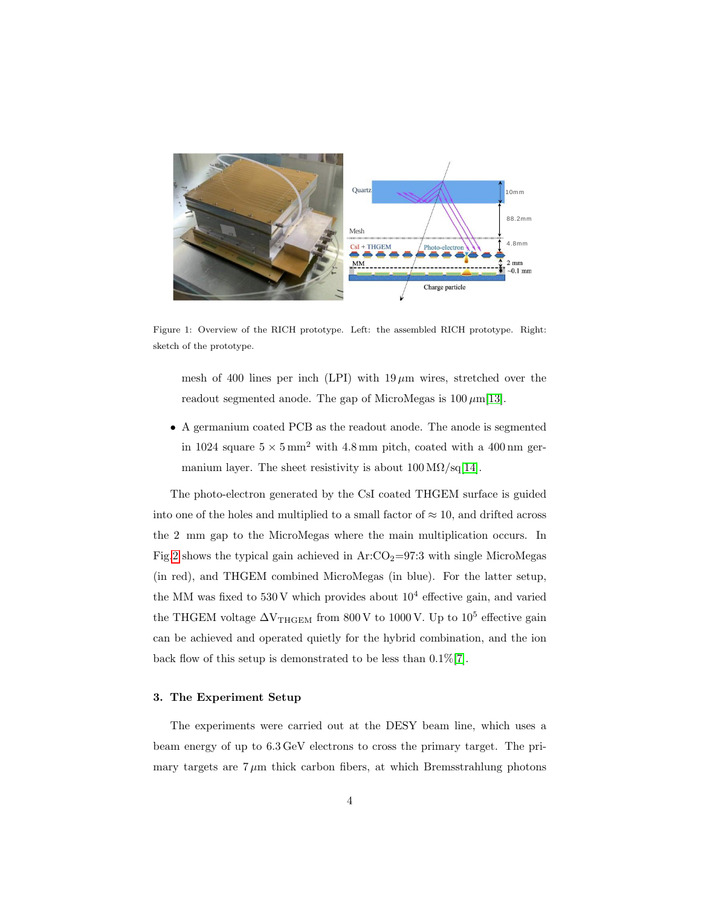Figure 1: Overview of the RICH prototype. Left: the assembled RICH prototype. Right: sketch of the prototype.

mesh of 400 lines per inch (LPI) with 19 $\mu$m wires, stretched over the readout segmented anode. The gap of MicroMegas is 100 $\mu$m[13].

- A germanium coated PCB as the readout anode. The anode is segmented in 1024 square $5 \times 5\,\text{mm}^2$ with 4.8 mm pitch, coated with a 400 nm germanium layer. The sheet resistivity is about 100 M$\Omega$/sq[14].

The photo-electron generated by the CsI coated THGEM surface is guided into one of the holes and multiplied to a small factor of $\approx 10$, and drifted across the 2 mm gap to the MicroMegas where the main multiplication occurs. In Fig.2 shows the typical gain achieved in Ar:$CO_2$=97:3 with single MicroMegas (in red), and THGEM combined MicroMegas (in blue). For the latter setup, the MM was fixed to 530 V which provides about $10^4$ effective gain, and varied the THGEM voltage $\Delta V_{\text{THGEM}}$ from 800 V to 1000 V. Up to $10^5$ effective gain can be achieved and operated quietly for the hybrid combination, and the ion back flow of this setup is demonstrated to be less than 0.1%[7].

### 3. The Experiment Setup

The experiments were carried out at the DESY beam line, which uses a beam energy of up to 6.3 GeV electrons to cross the primary target. The primary targets are 7 $\mu$m thick carbon fibers, at which Bremsstrahlung photons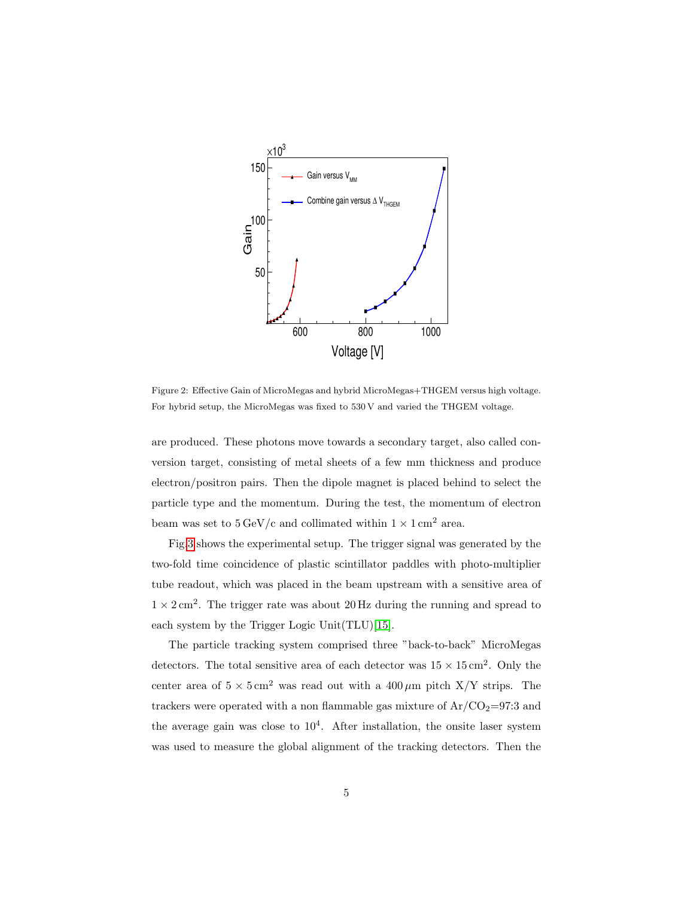Figure 2: Effective Gain of MicroMegas and hybrid MicroMegas+THGEM versus high voltage. For hybrid setup, the MicroMegas was fixed to 530 V and varied the THGEM voltage.

are produced. These photons move towards a secondary target, also called conversion target, consisting of metal sheets of a few mm thickness and produce electron/positron pairs. Then the dipole magnet is placed behind to select the particle type and the momentum. During the test, the momentum of electron beam was set to 5 GeV/c and collimated within $1 \times 1\,\mathrm{cm}^2$ area.

Fig.3 shows the experimental setup. The trigger signal was generated by the two-fold time coincidence of plastic scintillator paddles with photo-multiplier tube readout, which was placed in the beam upstream with a sensitive area of $1 \times 2\,\mathrm{cm}^2$. The trigger rate was about 20 Hz during the running and spread to each system by the Trigger Logic Unit(TLU)[15].

The particle tracking system comprised three "back-to-back" MicroMegas detectors. The total sensitive area of each detector was $15 \times 15\,\mathrm{cm}^2$. Only the center area of $5 \times 5\,\mathrm{cm}^2$ was read out with a $400\,\mu$m pitch X/Y strips. The trackers were operated with a non flammable gas mixture of $Ar/CO_2$=97:3 and the average gain was close to $10^4$. After installation, the onsite laser system was used to measure the global alignment of the tracking detectors. Then the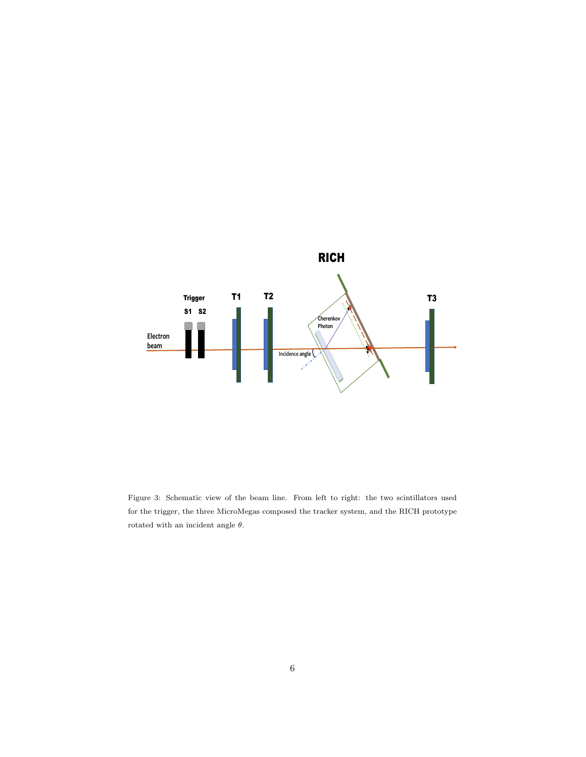Figure 3: Schematic view of the beam line. From left to right: the two scintillators used for the trigger, the three MicroMegas composed the tracker system, and the RICH prototype rotated with an incident angle $\theta$.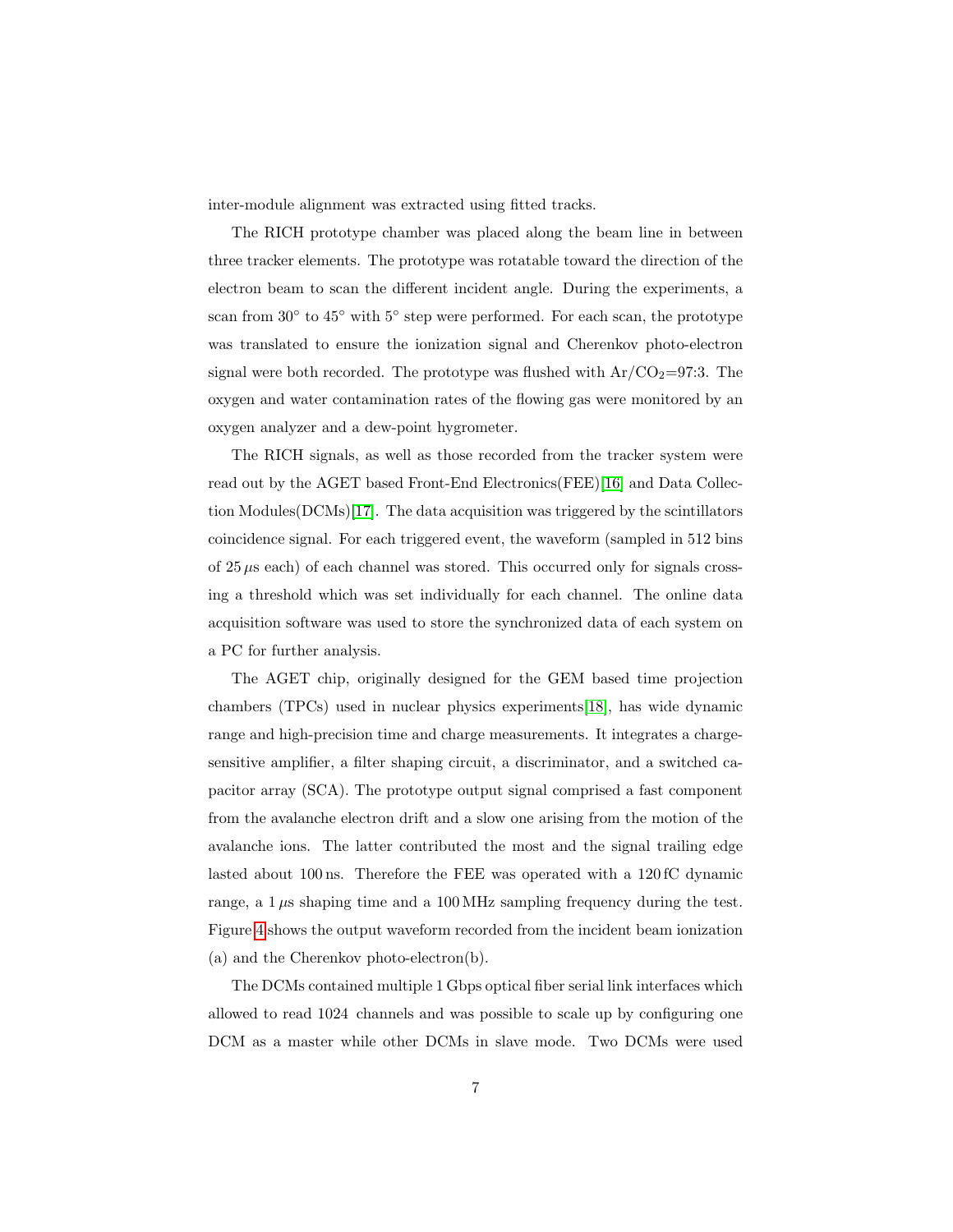inter-module alignment was extracted using fitted tracks.

The RICH prototype chamber was placed along the beam line in between three tracker elements. The prototype was rotatable toward the direction of the electron beam to scan the different incident angle. During the experiments, a scan from 30° to 45° with 5° step were performed. For each scan, the prototype was translated to ensure the ionization signal and Cherenkov photo-electron signal were both recorded. The prototype was flushed with Ar/$CO_2$=97:3. The oxygen and water contamination rates of the flowing gas were monitored by an oxygen analyzer and a dew-point hygrometer.

The RICH signals, as well as those recorded from the tracker system were read out by the AGET based Front-End Electronics(FEE)[16] and Data Collection Modules(DCMs)[17]. The data acquisition was triggered by the scintillators coincidence signal. For each triggered event, the waveform (sampled in 512 bins of 25 $\mu$s each) of each channel was stored. This occurred only for signals crossing a threshold which was set individually for each channel. The online data acquisition software was used to store the synchronized data of each system on a PC for further analysis.

The AGET chip, originally designed for the GEM based time projection chambers (TPCs) used in nuclear physics experiments[18], has wide dynamic range and high-precision time and charge measurements. It integrates a charge-sensitive amplifier, a filter shaping circuit, a discriminator, and a switched capacitor array (SCA). The prototype output signal comprised a fast component from the avalanche electron drift and a slow one arising from the motion of the avalanche ions. The latter contributed the most and the signal trailing edge lasted about 100 ns. Therefore the FEE was operated with a 120 fC dynamic range, a 1 $\mu$s shaping time and a 100 MHz sampling frequency during the test. Figure 4 shows the output waveform recorded from the incident beam ionization (a) and the Cherenkov photo-electron(b).

The DCMs contained multiple 1 Gbps optical fiber serial link interfaces which allowed to read 1024 channels and was possible to scale up by configuring one DCM as a master while other DCMs in slave mode. Two DCMs were used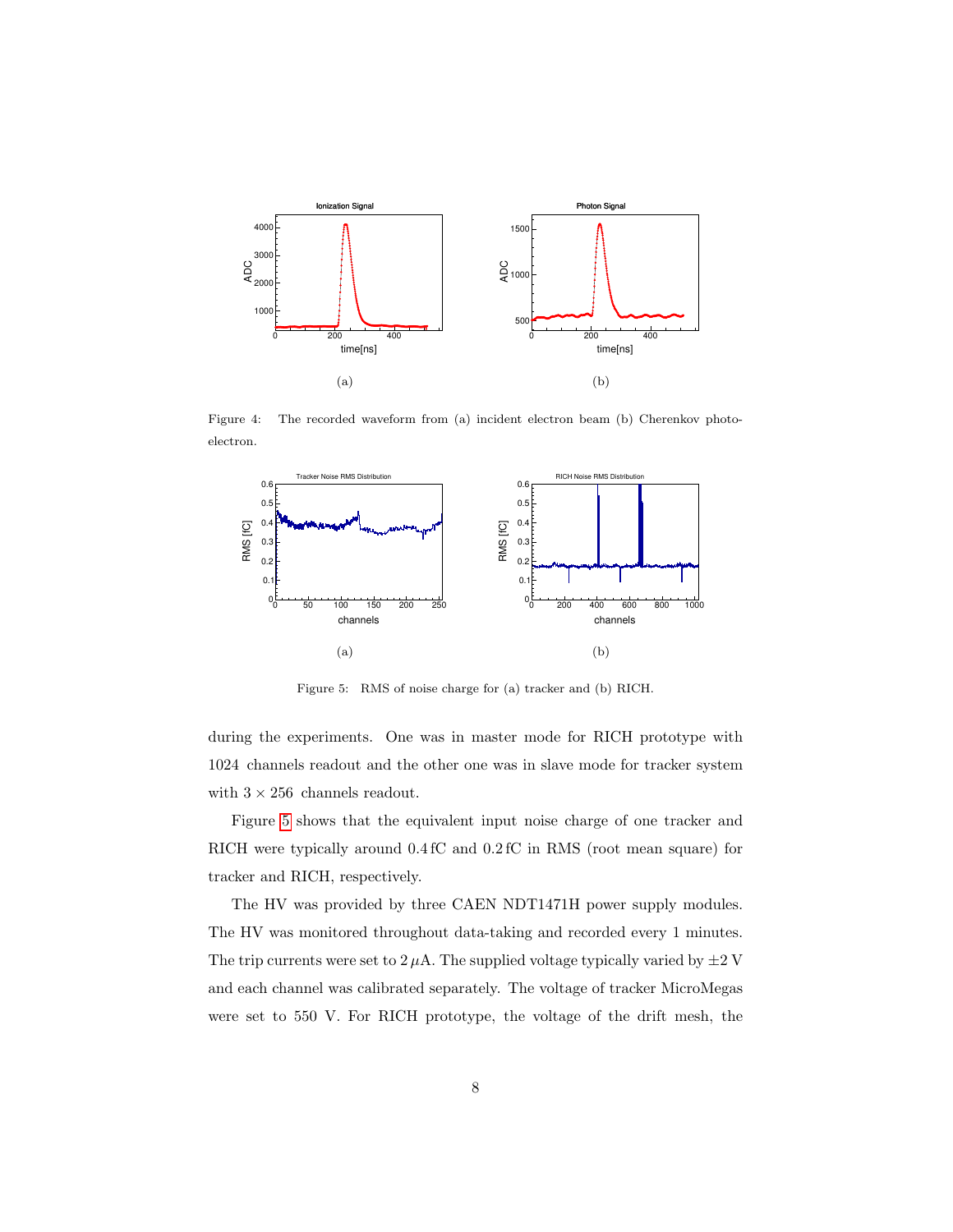Figure 4: The recorded waveform from (a) incident electron beam (b) Cherenkov photoelectron.

Figure 5: RMS of noise charge for (a) tracker and (b) RICH.

during the experiments. One was in master mode for RICH prototype with 1024 channels readout and the other one was in slave mode for tracker system with $3 \times 256$ channels readout.

Figure 5 shows that the equivalent input noise charge of one tracker and RICH were typically around 0.4 fC and 0.2 fC in RMS (root mean square) for tracker and RICH, respectively.

The HV was provided by three CAEN NDT1471H power supply modules. The HV was monitored throughout data-taking and recorded every 1 minutes. The trip currents were set to $2\,\mu$A. The supplied voltage typically varied by $\pm 2$ V and each channel was calibrated separately. The voltage of tracker MicroMegas were set to 550 V. For RICH prototype, the voltage of the drift mesh, the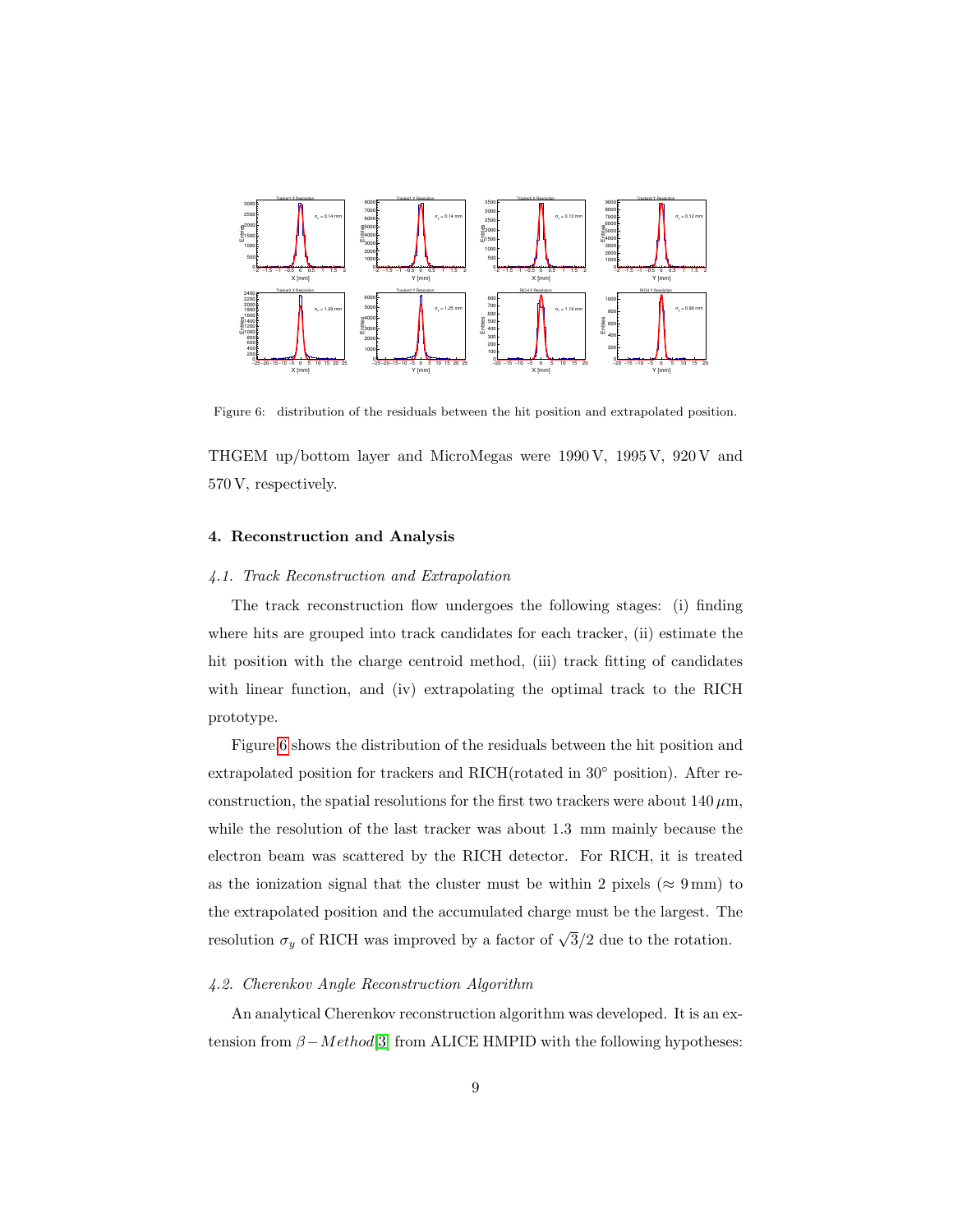Figure 6: distribution of the residuals between the hit position and extrapolated position.

THGEM up/bottom layer and MicroMegas were 1990 V, 1995 V, 920 V and 570 V, respectively.

## 4. Reconstruction and Analysis

### *4.1. Track Reconstruction and Extrapolation*

The track reconstruction flow undergoes the following stages: (i) finding where hits are grouped into track candidates for each tracker, (ii) estimate the hit position with the charge centroid method, (iii) track fitting of candidates with linear function, and (iv) extrapolating the optimal track to the RICH prototype.

Figure 6 shows the distribution of the residuals between the hit position and extrapolated position for trackers and RICH(rotated in $30^{\circ}$ position). After reconstruction, the spatial resolutions for the first two trackers were about $140\,\mu$m, while the resolution of the last tracker was about 1.3 mm mainly because the electron beam was scattered by the RICH detector. For RICH, it is treated as the ionization signal that the cluster must be within 2 pixels ($\approx 9\,$mm) to the extrapolated position and the accumulated charge must be the largest. The resolution $\sigma_y$ of RICH was improved by a factor of $\sqrt{3}/2$ due to the rotation.

### *4.2. Cherenkov Angle Reconstruction Algorithm*

An analytical Cherenkov reconstruction algorithm was developed. It is an extension from $\beta-Method$[3] from ALICE HMPID with the following hypotheses: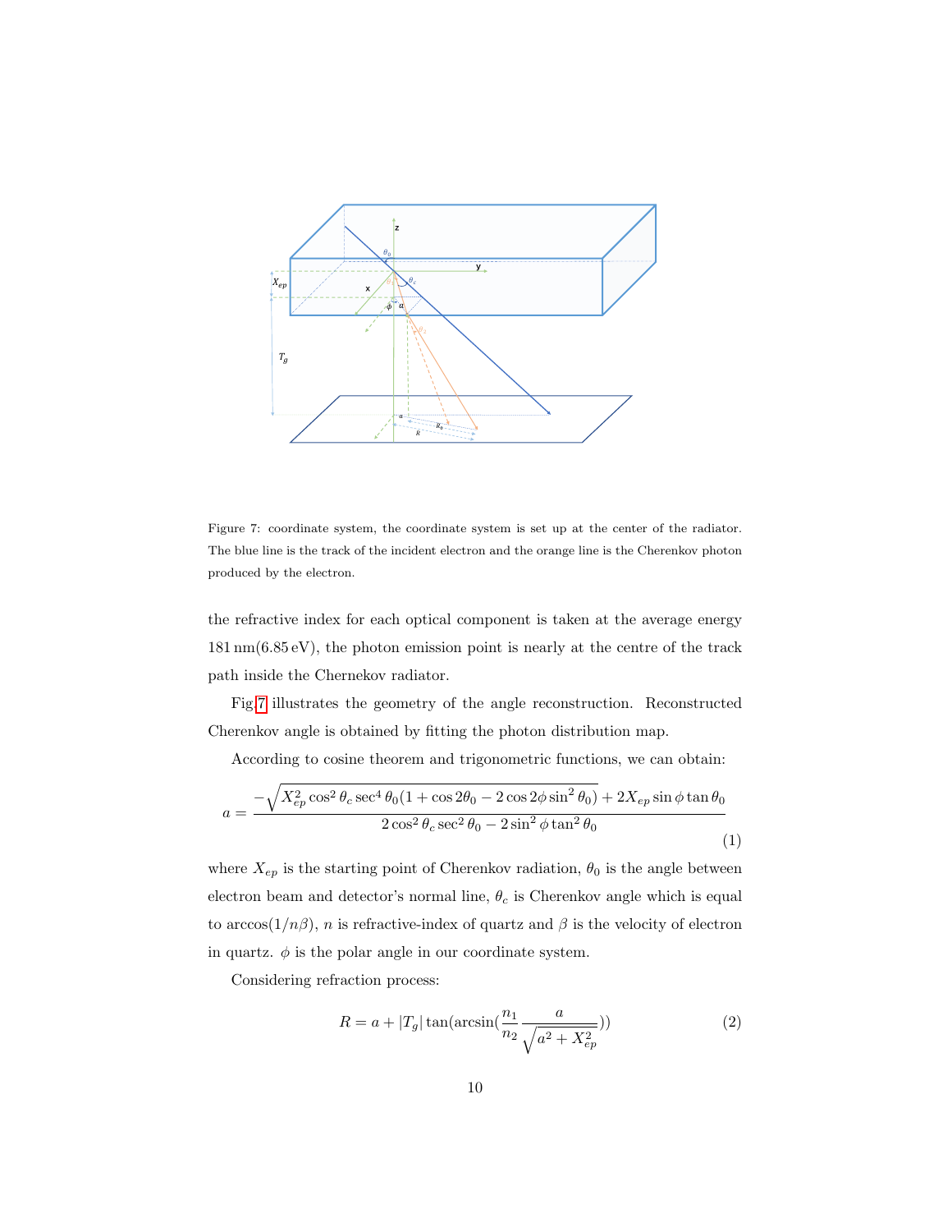Figure 7: coordinate system, the coordinate system is set up at the center of the radiator. The blue line is the track of the incident electron and the orange line is the Cherenkov photon produced by the electron.

the refractive index for each optical component is taken at the average energy 181 nm(6.85 eV), the photon emission point is nearly at the centre of the track path inside the Chernekov radiator.

Fig.7 illustrates the geometry of the angle reconstruction. Reconstructed Cherenkov angle is obtained by fitting the photon distribution map.

According to cosine theorem and trigonometric functions, we can obtain:

$$a = \frac{-\sqrt{X_{ep}^2 \cos^2\theta_c \sec^4\theta_0 (1 + \cos 2\theta_0 - 2\cos 2\phi \sin^2\theta_0)} + 2X_{ep}\sin\phi\tan\theta_0}{2\cos^2\theta_c \sec^2\theta_0 - 2\sin^2\phi\tan^2\theta_0} \tag{1}$$

where $X_{ep}$ is the starting point of Cherenkov radiation, $\theta_0$ is the angle between electron beam and detector's normal line, $\theta_c$ is Cherenkov angle which is equal to $\arccos(1/n\beta)$, $n$ is refractive-index of quartz and $\beta$ is the velocity of electron in quartz. $\phi$ is the polar angle in our coordinate system.

Considering refraction process:

$$R = a + |T_g| \tan(\arcsin(\frac{n_1}{n_2}\frac{a}{\sqrt{a^2 + X_{ep}^2}})) \tag{2}$$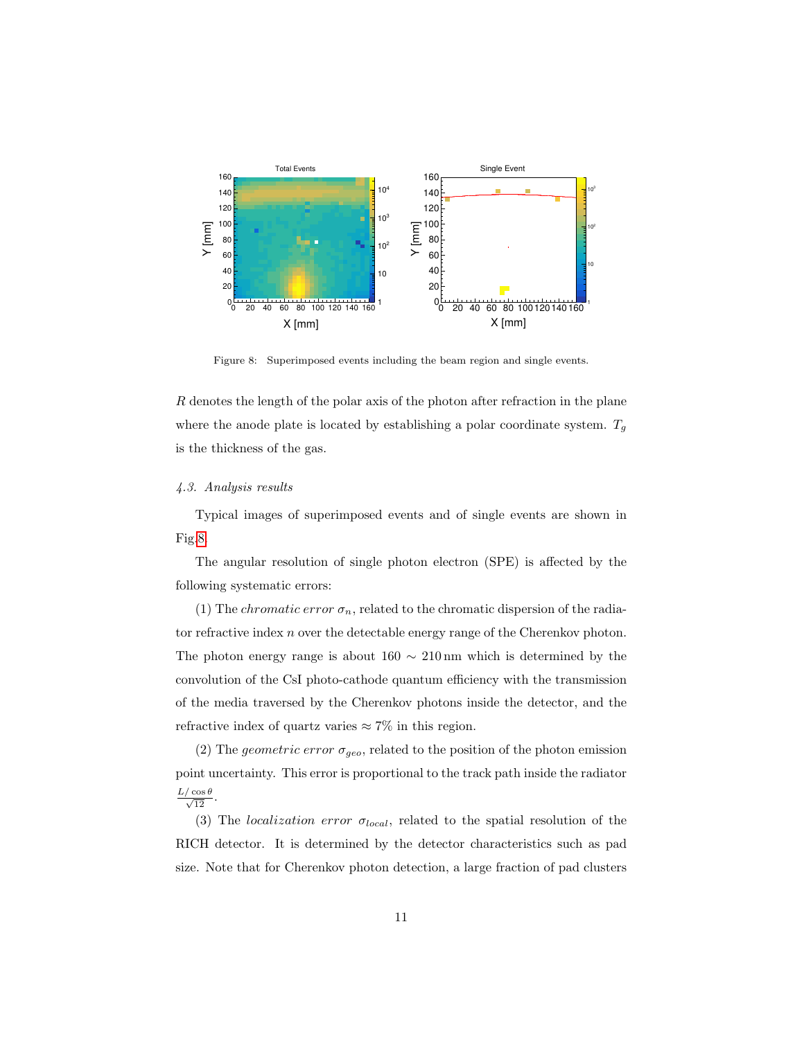Figure 8: Superimposed events including the beam region and single events.

$R$ denotes the length of the polar axis of the photon after refraction in the plane where the anode plate is located by establishing a polar coordinate system. $T_g$ is the thickness of the gas.

### *4.3. Analysis results*

Typical images of superimposed events and of single events are shown in Fig.8.

The angular resolution of single photon electron (SPE) is affected by the following systematic errors:

(1) The *chromatic error* $\sigma_n$, related to the chromatic dispersion of the radiator refractive index $n$ over the detectable energy range of the Cherenkov photon. The photon energy range is about $160 \sim 210\,\text{nm}$ which is determined by the convolution of the CsI photo-cathode quantum efficiency with the transmission of the media traversed by the Cherenkov photons inside the detector, and the refractive index of quartz varies $\approx 7\%$ in this region.

(2) The *geometric error* $\sigma_{geo}$, related to the position of the photon emission point uncertainty. This error is proportional to the track path inside the radiator $\frac{L/\cos\theta}{\sqrt{12}}$.

(3) The *localization error* $\sigma_{local}$, related to the spatial resolution of the RICH detector. It is determined by the detector characteristics such as pad size. Note that for Cherenkov photon detection, a large fraction of pad clusters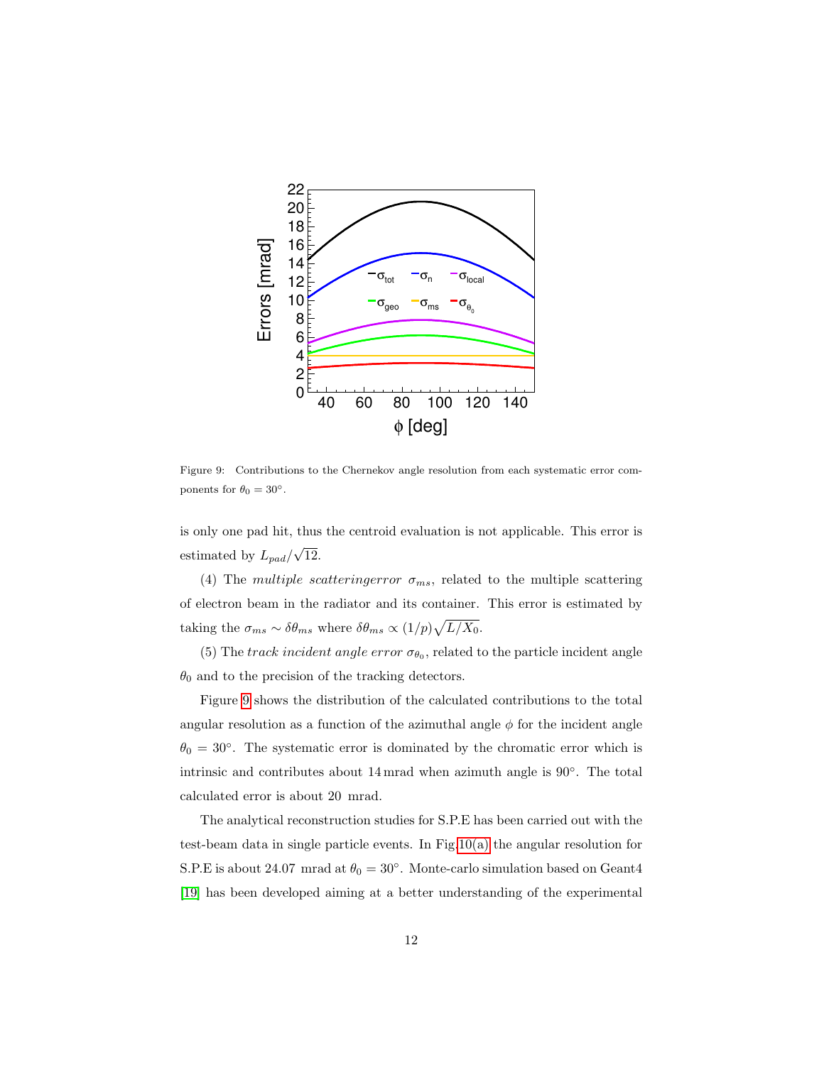Figure 9: Contributions to the Chernekov angle resolution from each systematic error components for $\theta_0 = 30°$.

is only one pad hit, thus the centroid evaluation is not applicable. This error is estimated by $L_{pad}/\sqrt{12}$.

(4) The *multiple scatteringerror* $\sigma_{ms}$, related to the multiple scattering of electron beam in the radiator and its container. This error is estimated by taking the $\sigma_{ms} \sim \delta\theta_{ms}$ where $\delta\theta_{ms} \propto (1/p)\sqrt{L/X_0}$.

(5) The *track incident angle error* $\sigma_{\theta_0}$, related to the particle incident angle $\theta_0$ and to the precision of the tracking detectors.

Figure 9 shows the distribution of the calculated contributions to the total angular resolution as a function of the azimuthal angle $\phi$ for the incident angle $\theta_0 = 30°$. The systematic error is dominated by the chromatic error which is intrinsic and contributes about 14 mrad when azimuth angle is 90°. The total calculated error is about 20 mrad.

The analytical reconstruction studies for S.P.E has been carried out with the test-beam data in single particle events. In Fig.10(a) the angular resolution for S.P.E is about 24.07 mrad at $\theta_0 = 30°$. Monte-carlo simulation based on Geant4 [19] has been developed aiming at a better understanding of the experimental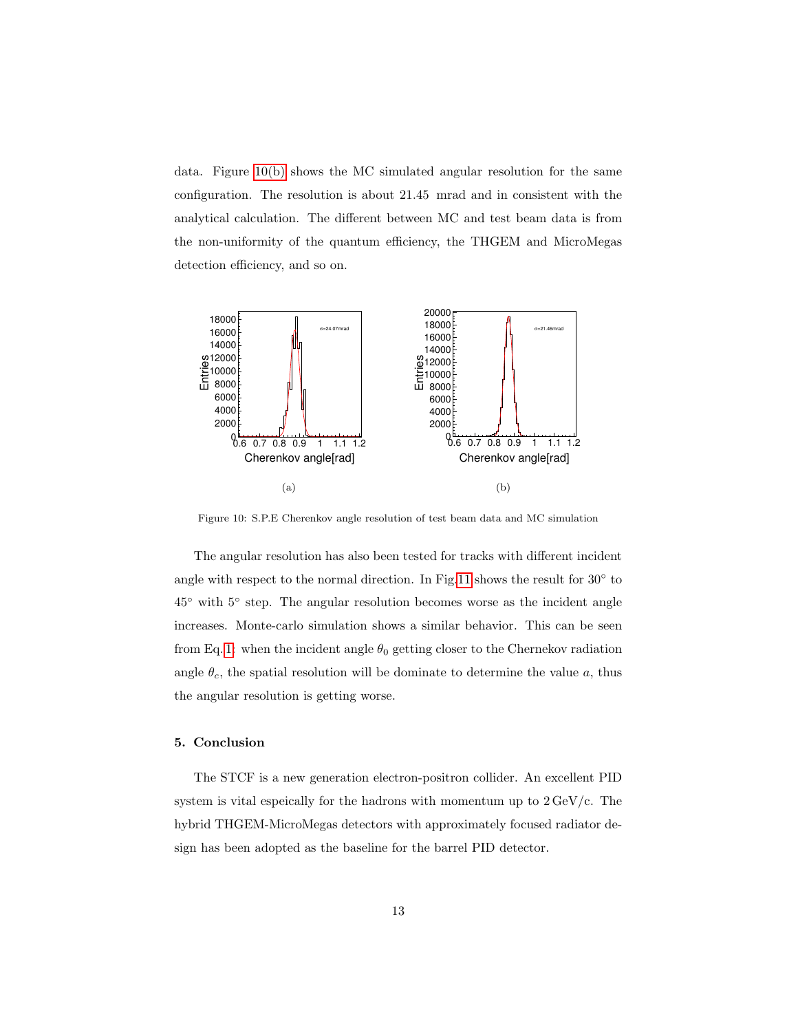data. Figure 10(b) shows the MC simulated angular resolution for the same configuration. The resolution is about 21.45 mrad and in consistent with the analytical calculation. The different between MC and test beam data is from the non-uniformity of the quantum efficiency, the THGEM and MicroMegas detection efficiency, and so on.

(a)

(b)

Figure 10: S.P.E Cherenkov angle resolution of test beam data and MC simulation

The angular resolution has also been tested for tracks with different incident angle with respect to the normal direction. In Fig.11 shows the result for 30° to 45° with 5° step. The angular resolution becomes worse as the incident angle increases. Monte-carlo simulation shows a similar behavior. This can be seen from Eq.1: when the incident angle $\theta_0$ getting closer to the Chernekov radiation angle $\theta_c$, the spatial resolution will be dominate to determine the value $a$, thus the angular resolution is getting worse.

## 5. Conclusion

The STCF is a new generation electron-positron collider. An excellent PID system is vital espeically for the hadrons with momentum up to 2 GeV/c. The hybrid THGEM-MicroMegas detectors with approximately focused radiator design has been adopted as the baseline for the barrel PID detector.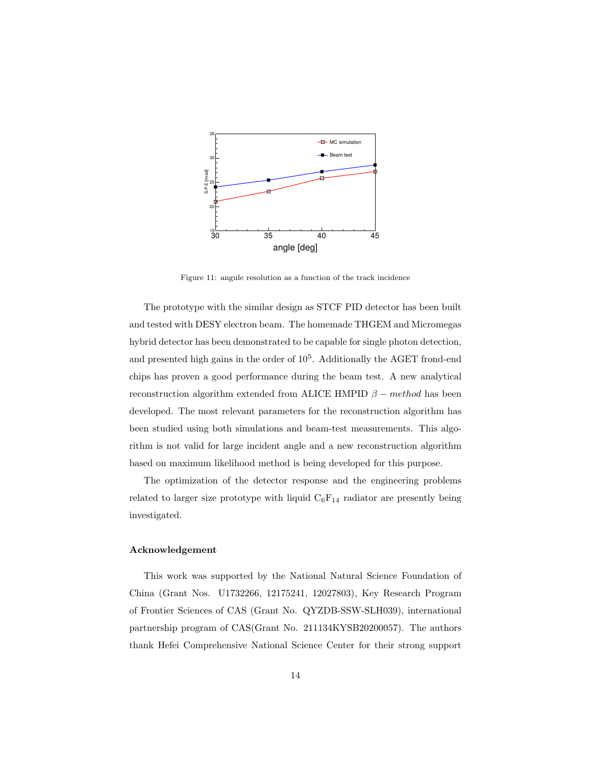Figure 11: angule resolution as a function of the track incidence

The prototype with the similar design as STCF PID detector has been built and tested with DESY electron beam. The homemade THGEM and Micromegas hybrid detector has been demonstrated to be capable for single photon detection, and presented high gains in the order of $10^5$. Additionally the AGET frond-end chips has proven a good performance during the beam test. A new analytical reconstruction algorithm extended from ALICE HMPID $\beta - method$ has been developed. The most relevant parameters for the reconstruction algorithm has been studied using both simulations and beam-test measurements. This algorithm is not valid for large incident angle and a new reconstruction algorithm based on maximum likelihood method is being developed for this purpose.

The optimization of the detector response and the engineering problems related to larger size prototype with liquid $C_6F_{14}$ radiator are presently being investigated.

### Acknowledgement

This work was supported by the National Natural Science Foundation of China (Grant Nos. U1732266, 12175241, 12027803), Key Research Program of Frontier Sciences of CAS (Grant No. QYZDB-SSW-SLH039), international partnership program of CAS(Grant No. 211134KYSB20200057). The authors thank Hefei Comprehensive National Science Center for their strong support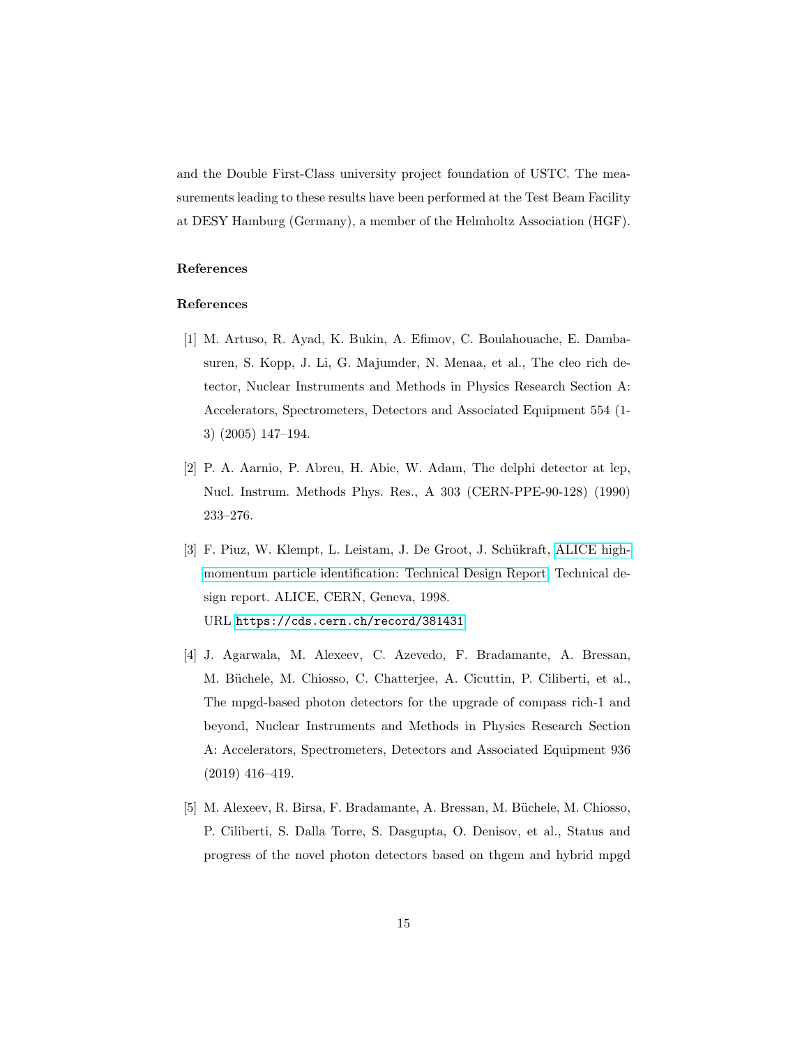and the Double First-Class university project foundation of USTC. The measurements leading to these results have been performed at the Test Beam Facility at DESY Hamburg (Germany), a member of the Helmholtz Association (HGF).

### References

### References

[1] M. Artuso, R. Ayad, K. Bukin, A. Efimov, C. Boulahouache, E. Dambasuren, S. Kopp, J. Li, G. Majumder, N. Menaa, et al., The cleo rich detector, Nuclear Instruments and Methods in Physics Research Section A: Accelerators, Spectrometers, Detectors and Associated Equipment 554 (1-3) (2005) 147–194.

[2] P. A. Aarnio, P. Abreu, H. Abie, W. Adam, The delphi detector at lep, Nucl. Instrum. Methods Phys. Res., A 303 (CERN-PPE-90-128) (1990) 233–276.

[3] F. Piuz, W. Klempt, L. Leistam, J. De Groot, J. Schükraft, ALICE high-momentum particle identification: Technical Design Report, Technical design report. ALICE, CERN, Geneva, 1998.
URL https://cds.cern.ch/record/381431

[4] J. Agarwala, M. Alexeev, C. Azevedo, F. Bradamante, A. Bressan, M. Büchele, M. Chiosso, C. Chatterjee, A. Cicuttin, P. Ciliberti, et al., The mpgd-based photon detectors for the upgrade of compass rich-1 and beyond, Nuclear Instruments and Methods in Physics Research Section A: Accelerators, Spectrometers, Detectors and Associated Equipment 936 (2019) 416–419.

[5] M. Alexeev, R. Birsa, F. Bradamante, A. Bressan, M. Büchele, M. Chiosso, P. Ciliberti, S. Dalla Torre, S. Dasgupta, O. Denisov, et al., Status and progress of the novel photon detectors based on thgem and hybrid mpgd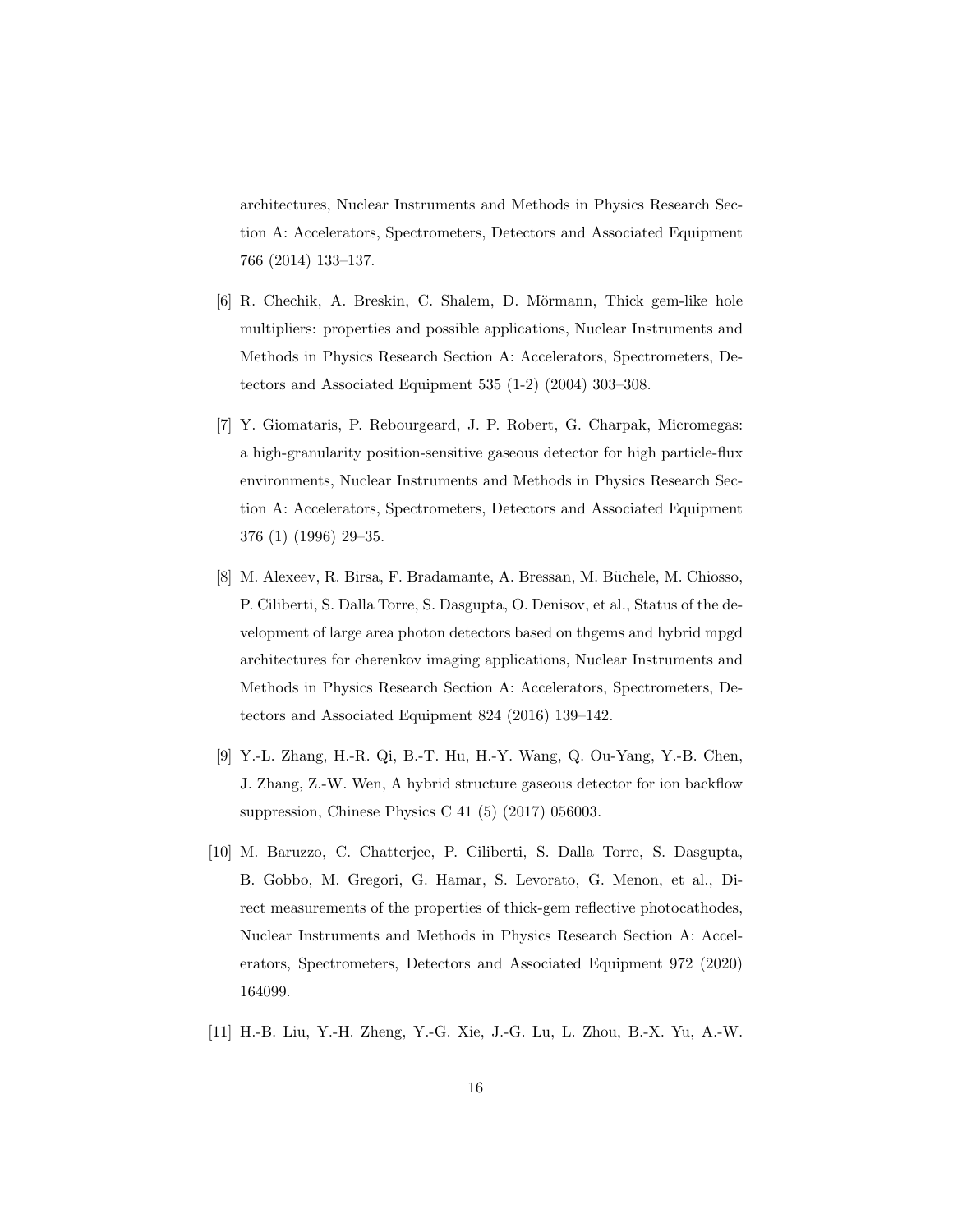architectures, Nuclear Instruments and Methods in Physics Research Section A: Accelerators, Spectrometers, Detectors and Associated Equipment 766 (2014) 133–137.

[6] R. Chechik, A. Breskin, C. Shalem, D. Mörmann, Thick gem-like hole multipliers: properties and possible applications, Nuclear Instruments and Methods in Physics Research Section A: Accelerators, Spectrometers, Detectors and Associated Equipment 535 (1-2) (2004) 303–308.

[7] Y. Giomataris, P. Rebourgeard, J. P. Robert, G. Charpak, Micromegas: a high-granularity position-sensitive gaseous detector for high particle-flux environments, Nuclear Instruments and Methods in Physics Research Section A: Accelerators, Spectrometers, Detectors and Associated Equipment 376 (1) (1996) 29–35.

[8] M. Alexeev, R. Birsa, F. Bradamante, A. Bressan, M. Büchele, M. Chiosso, P. Ciliberti, S. Dalla Torre, S. Dasgupta, O. Denisov, et al., Status of the development of large area photon detectors based on thgems and hybrid mpgd architectures for cherenkov imaging applications, Nuclear Instruments and Methods in Physics Research Section A: Accelerators, Spectrometers, Detectors and Associated Equipment 824 (2016) 139–142.

[9] Y.-L. Zhang, H.-R. Qi, B.-T. Hu, H.-Y. Wang, Q. Ou-Yang, Y.-B. Chen, J. Zhang, Z.-W. Wen, A hybrid structure gaseous detector for ion backflow suppression, Chinese Physics C 41 (5) (2017) 056003.

[10] M. Baruzzo, C. Chatterjee, P. Ciliberti, S. Dalla Torre, S. Dasgupta, B. Gobbo, M. Gregori, G. Hamar, S. Levorato, G. Menon, et al., Direct measurements of the properties of thick-gem reflective photocathodes, Nuclear Instruments and Methods in Physics Research Section A: Accelerators, Spectrometers, Detectors and Associated Equipment 972 (2020) 164099.

[11] H.-B. Liu, Y.-H. Zheng, Y.-G. Xie, J.-G. Lu, L. Zhou, B.-X. Yu, A.-W.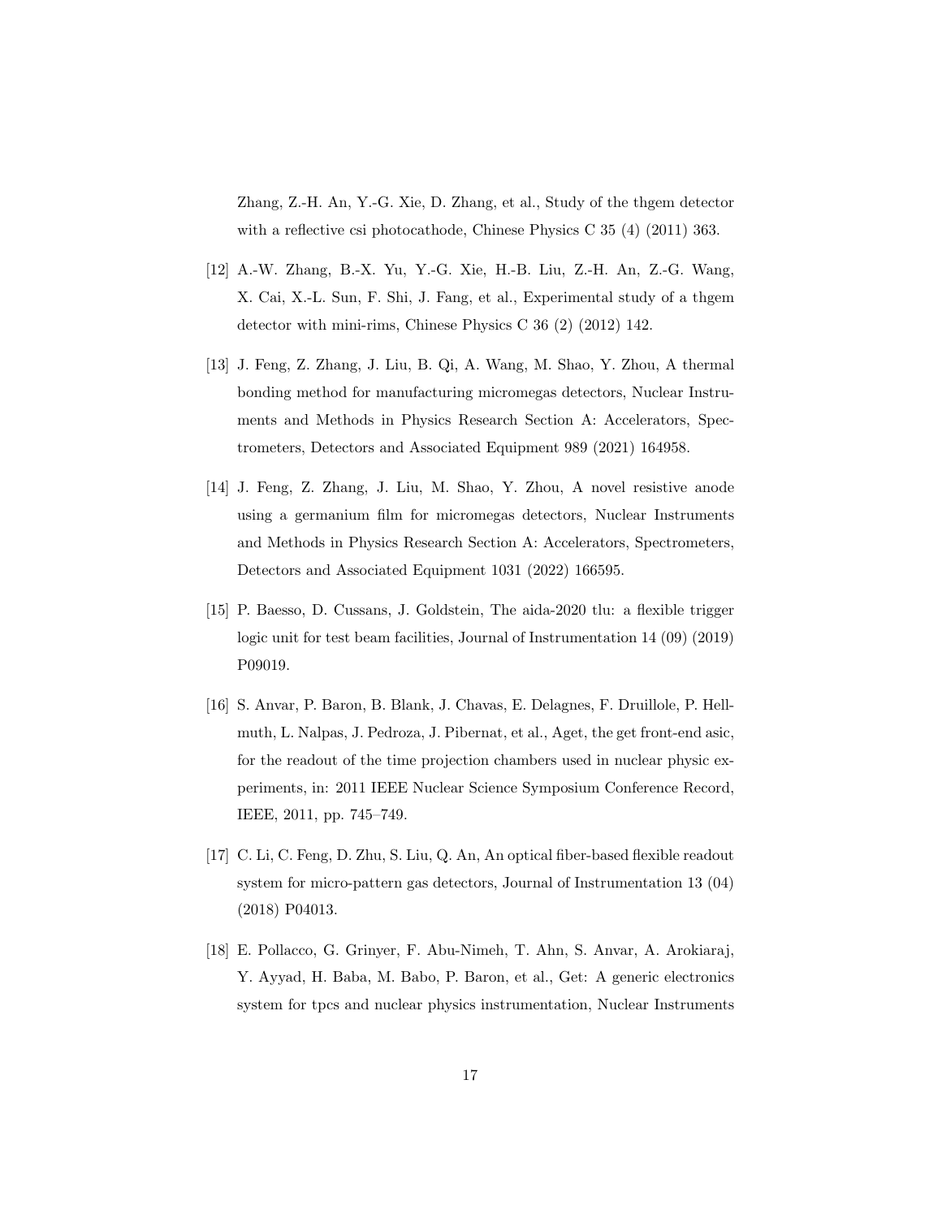Zhang, Z.-H. An, Y.-G. Xie, D. Zhang, et al., Study of the thgem detector with a reflective csi photocathode, Chinese Physics C 35 (4) (2011) 363.

[12] A.-W. Zhang, B.-X. Yu, Y.-G. Xie, H.-B. Liu, Z.-H. An, Z.-G. Wang, X. Cai, X.-L. Sun, F. Shi, J. Fang, et al., Experimental study of a thgem detector with mini-rims, Chinese Physics C 36 (2) (2012) 142.

[13] J. Feng, Z. Zhang, J. Liu, B. Qi, A. Wang, M. Shao, Y. Zhou, A thermal bonding method for manufacturing micromegas detectors, Nuclear Instruments and Methods in Physics Research Section A: Accelerators, Spectrometers, Detectors and Associated Equipment 989 (2021) 164958.

[14] J. Feng, Z. Zhang, J. Liu, M. Shao, Y. Zhou, A novel resistive anode using a germanium film for micromegas detectors, Nuclear Instruments and Methods in Physics Research Section A: Accelerators, Spectrometers, Detectors and Associated Equipment 1031 (2022) 166595.

[15] P. Baesso, D. Cussans, J. Goldstein, The aida-2020 tlu: a flexible trigger logic unit for test beam facilities, Journal of Instrumentation 14 (09) (2019) P09019.

[16] S. Anvar, P. Baron, B. Blank, J. Chavas, E. Delagnes, F. Druillole, P. Hellmuth, L. Nalpas, J. Pedroza, J. Pibernat, et al., Aget, the get front-end asic, for the readout of the time projection chambers used in nuclear physic experiments, in: 2011 IEEE Nuclear Science Symposium Conference Record, IEEE, 2011, pp. 745–749.

[17] C. Li, C. Feng, D. Zhu, S. Liu, Q. An, An optical fiber-based flexible readout system for micro-pattern gas detectors, Journal of Instrumentation 13 (04) (2018) P04013.

[18] E. Pollacco, G. Grinyer, F. Abu-Nimeh, T. Ahn, S. Anvar, A. Arokiaraj, Y. Ayyad, H. Baba, M. Babo, P. Baron, et al., Get: A generic electronics system for tpcs and nuclear physics instrumentation, Nuclear Instruments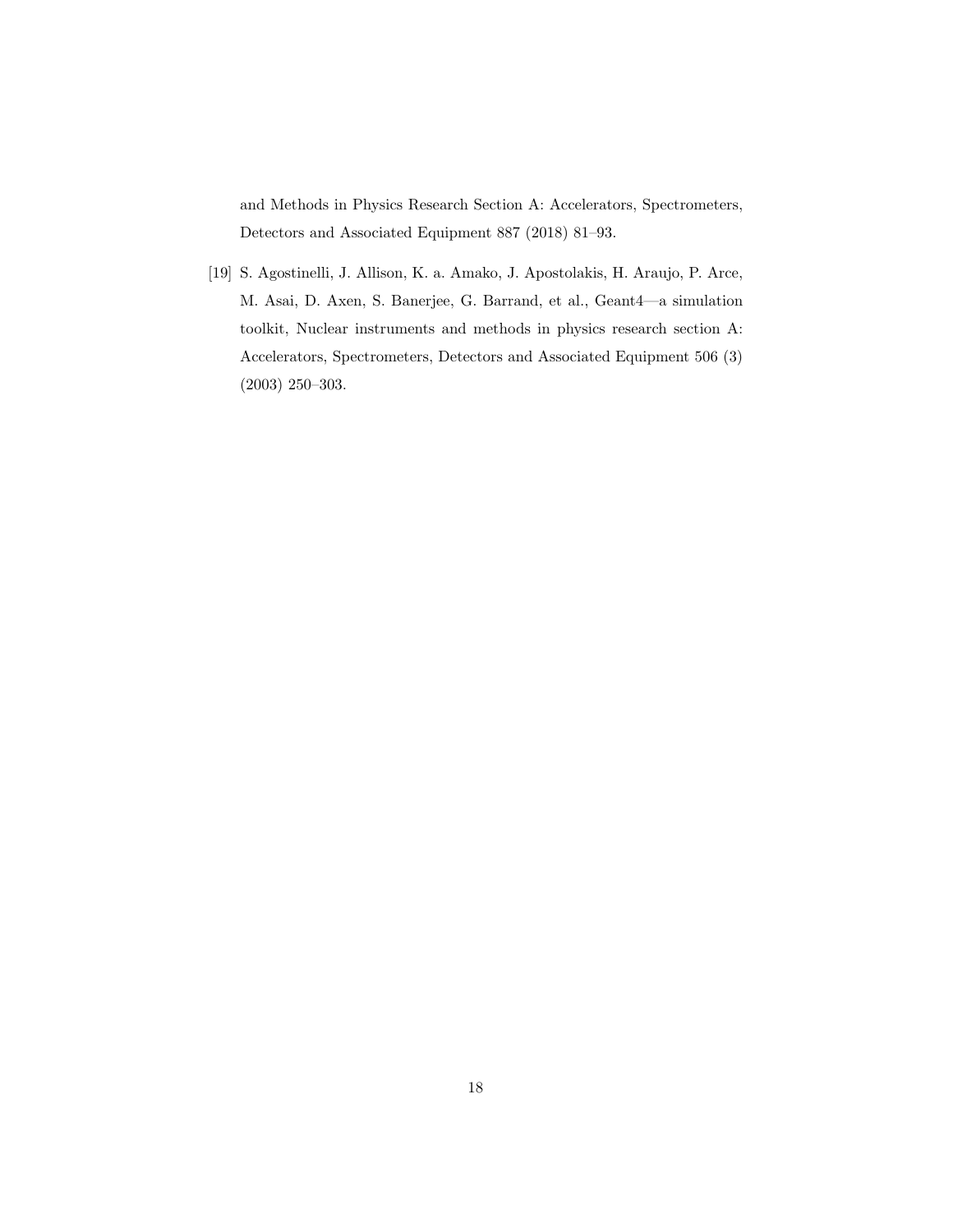and Methods in Physics Research Section A: Accelerators, Spectrometers, Detectors and Associated Equipment 887 (2018) 81–93.

[19] S. Agostinelli, J. Allison, K. a. Amako, J. Apostolakis, H. Araujo, P. Arce, M. Asai, D. Axen, S. Banerjee, G. Barrand, et al., Geant4—a simulation toolkit, Nuclear instruments and methods in physics research section A: Accelerators, Spectrometers, Detectors and Associated Equipment 506 (3) (2003) 250–303.